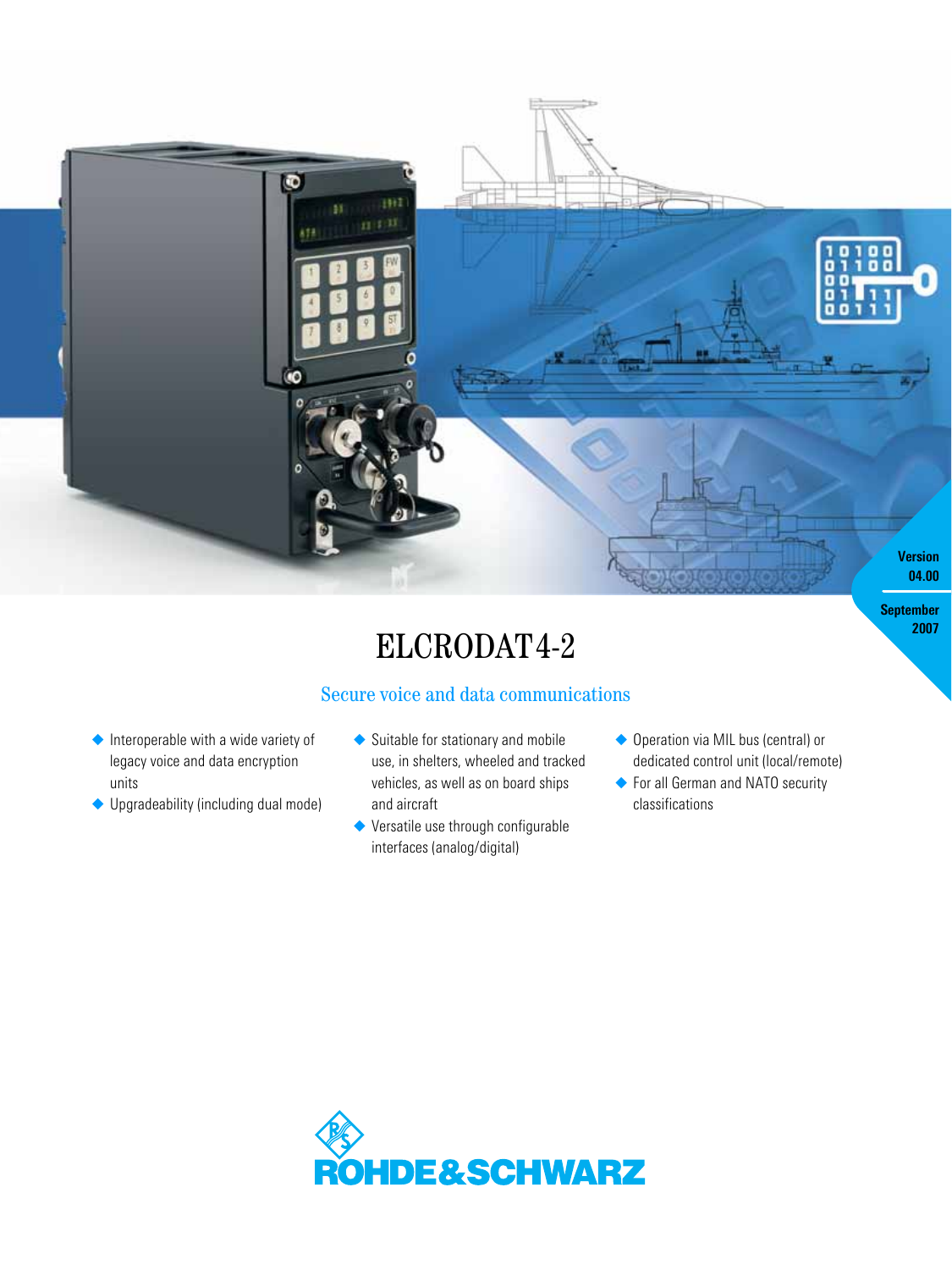Version 04.00

September 2007

# ELCRODAT 4-2

## Secure voice and data communications

- Interoperable with a wide variety of legacy voice and data encryption units
- Upgradeability (including dual mode)
- Suitable for stationary and mobile use, in shelters, wheeled and tracked vehicles, as well as on board ships and aircraft
- Versatile use through configurable interfaces (analog/digital)
- Operation via MIL bus (central) or dedicated control unit (local/remote)
- For all German and NATO security classifications

ROHDE&SCHWARZ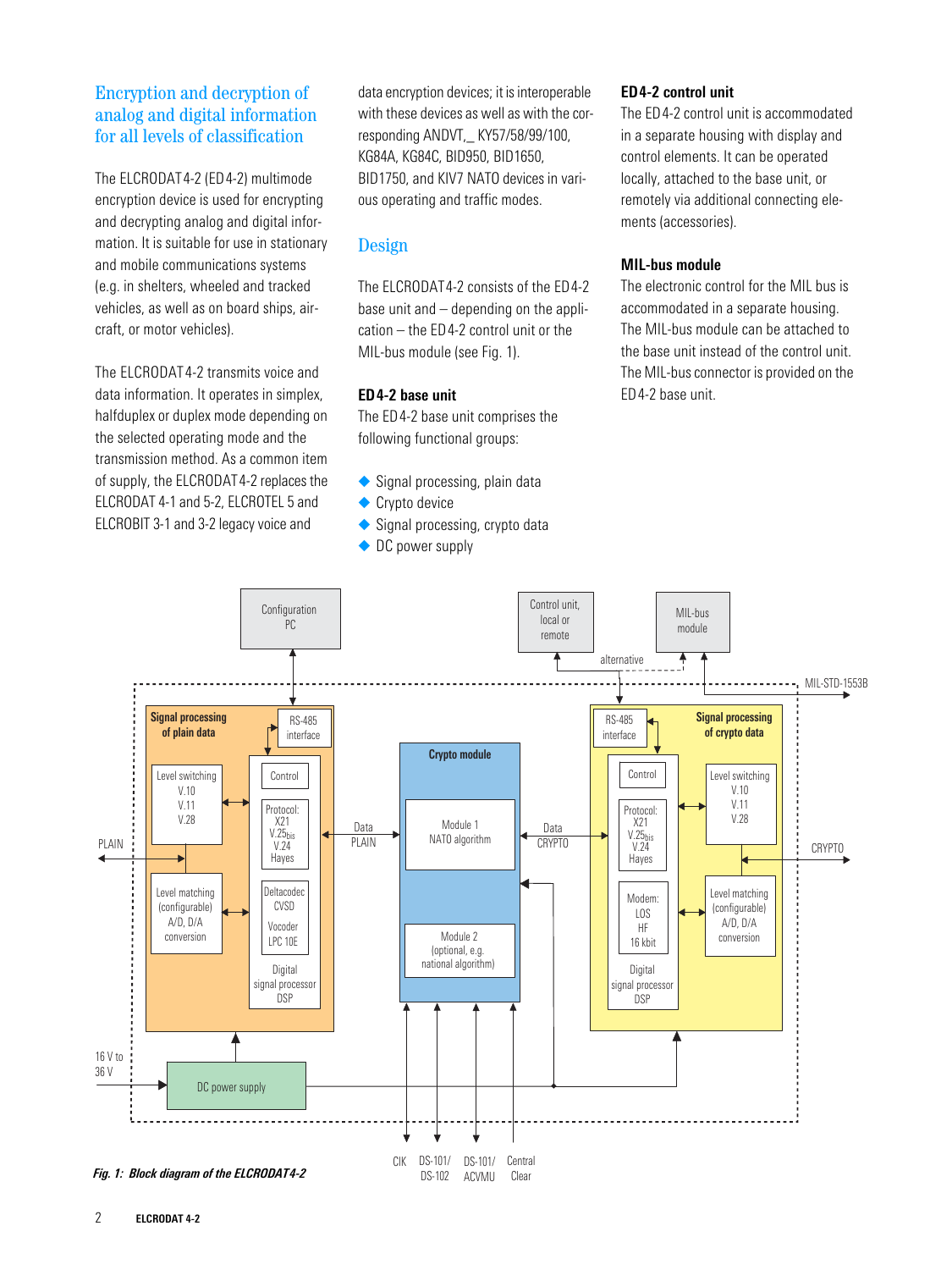## Encryption and decryption of analog and digital information for all levels of classification

The ELCRODAT 4-2 (ED 4-2) multimode encryption device is used for encrypting and decrypting analog and digital information. It is suitable for use in stationary and mobile communications systems (e.g. in shelters, wheeled and tracked vehicles, as well as on board ships, aircraft, or motor vehicles).

The ELCRODAT 4-2 transmits voice and data information. It operates in simplex, halfduplex or duplex mode depending on the selected operating mode and the transmission method. As a common item of supply, the ELCRODAT 4-2 replaces the ELCRODAT 4-1 and 5-2, ELCROTEL 5 and ELCROBIT 3-1 and 3-2 legacy voice and data encryption devices; it is interoperable with these devices as well as with the corresponding ANDVT,_ KY57/58/99/100, KG84A, KG84C, BID950, BID1650, BID1750, and KIV7 NATO devices in various operating and traffic modes.

## Design

The ELCRODAT 4-2 consists of the ED 4-2 base unit and – depending on the application – the ED 4-2 control unit or the MIL-bus module (see Fig. 1).

### ED 4-2 base unit

The ED 4-2 base unit comprises the following functional groups:

- Signal processing, plain data
- Crypto device
- Signal processing, crypto data
- DC power supply

### ED 4-2 control unit

The ED 4-2 control unit is accommodated in a separate housing with display and control elements. It can be operated locally, attached to the base unit, or remotely via additional connecting elements (accessories).

### MIL-bus module

The electronic control for the MIL bus is accommodated in a separate housing. The MIL-bus module can be attached to the base unit instead of the control unit. The MIL-bus connector is provided on the ED 4-2 base unit.

*Fig. 1: Block diagram of the ELCRODAT 4-2*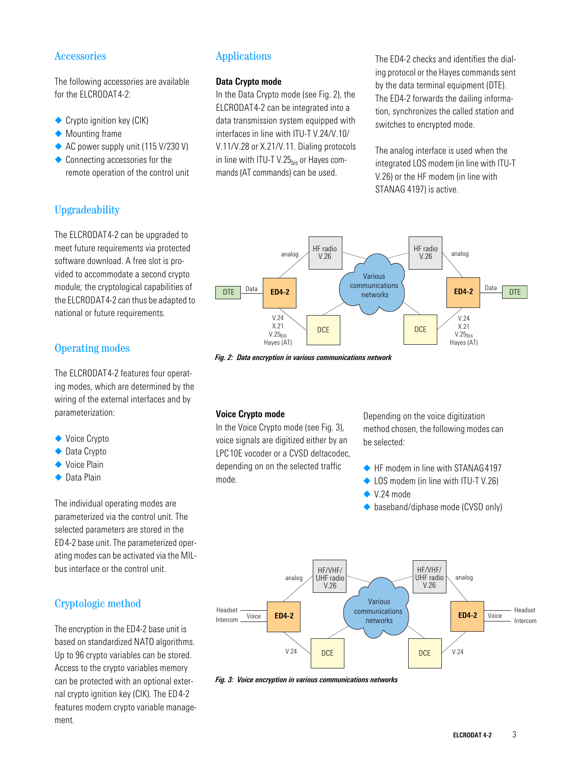## Accessories

The following accessories are available for the ELCRODAT 4-2:

- Crypto ignition key (CIK)
- Mounting frame
- AC power supply unit (115 V/230 V)
- Connecting accessories for the remote operation of the control unit

## Upgradeability

The ELCRODAT 4-2 can be upgraded to meet future requirements via protected software download. A free slot is provided to accommodate a second crypto module; the cryptological capabilities of the ELCRODAT 4-2 can thus be adapted to national or future requirements.

## Operating modes

The ELCRODAT 4-2 features four operating modes, which are determined by the wiring of the external interfaces and by parameterization:

- Voice Crypto
- Data Crypto
- Voice Plain
- Data Plain

The individual operating modes are parameterized via the control unit. The selected parameters are stored in the ED 4-2 base unit. The parameterized operating modes can be activated via the MIL-bus interface or the control unit.

## Cryptologic method

The encryption in the ED 4-2 base unit is based on standardized NATO algorithms. Up to 96 crypto variables can be stored. Access to the crypto variables memory can be protected with an optional external crypto ignition key (CIK). The ED 4-2 features modern crypto variable management.

## Applications

### Data Crypto mode

In the Data Crypto mode (see Fig. 2), the ELCRODAT 4-2 can be integrated into a data transmission system equipped with interfaces in line with ITU-T V.24/V.10/V.11/V.28 or X.21/V.11. Dialing protocols in line with ITU-T V.$25_{bis}$ or Hayes commands (AT commands) can be used.

The ED 4-2 checks and identifies the dialing protocol or the Hayes commands sent by the data terminal equipment (DTE). The ED 4-2 forwards the dailing information, synchronizes the called station and switches to encrypted mode.

The analog interface is used when the integrated LOS modem (in line with ITU-T V.26) or the HF modem (in line with STANAG 4197) is active.

DTE — Data — ED4-2 — analog — HF radio V.26 — Various communications networks — HF radio V.26 — analog — ED4-2 — Data — DTE; ED4-2 — V.24 X.21 V.$25_{bis}$ Hayes (AT) — DCE — Various communications networks — DCE — V.24 X.21 V.$25_{bis}$ Hayes (AT) — ED4-2

*Fig. 2: Data encryption in various communications network*

### Voice Crypto mode

In the Voice Crypto mode (see Fig. 3), voice signals are digitized either by an LPC 10E vocoder or a CVSD deltacodec, depending on on the selected traffic mode.

Depending on the voice digitization method chosen, the following modes can be selected:

- HF modem in line with STANAG 4197
- LOS modem (in line with ITU-T V.26)
- V.24 mode
- baseband/diphase mode (CVSD only)

Headset/Intercom — Voice — ED4-2 — analog — HF/VHF/UHF radio V.26 — Various communications networks — HF/VHF/UHF radio V.26 — analog — ED4-2 — Voice — Headset/Intercom; ED4-2 — V.24 — DCE — Various communications networks — DCE — V.24 — ED4-2

*Fig. 3: Voice encryption in various communications networks*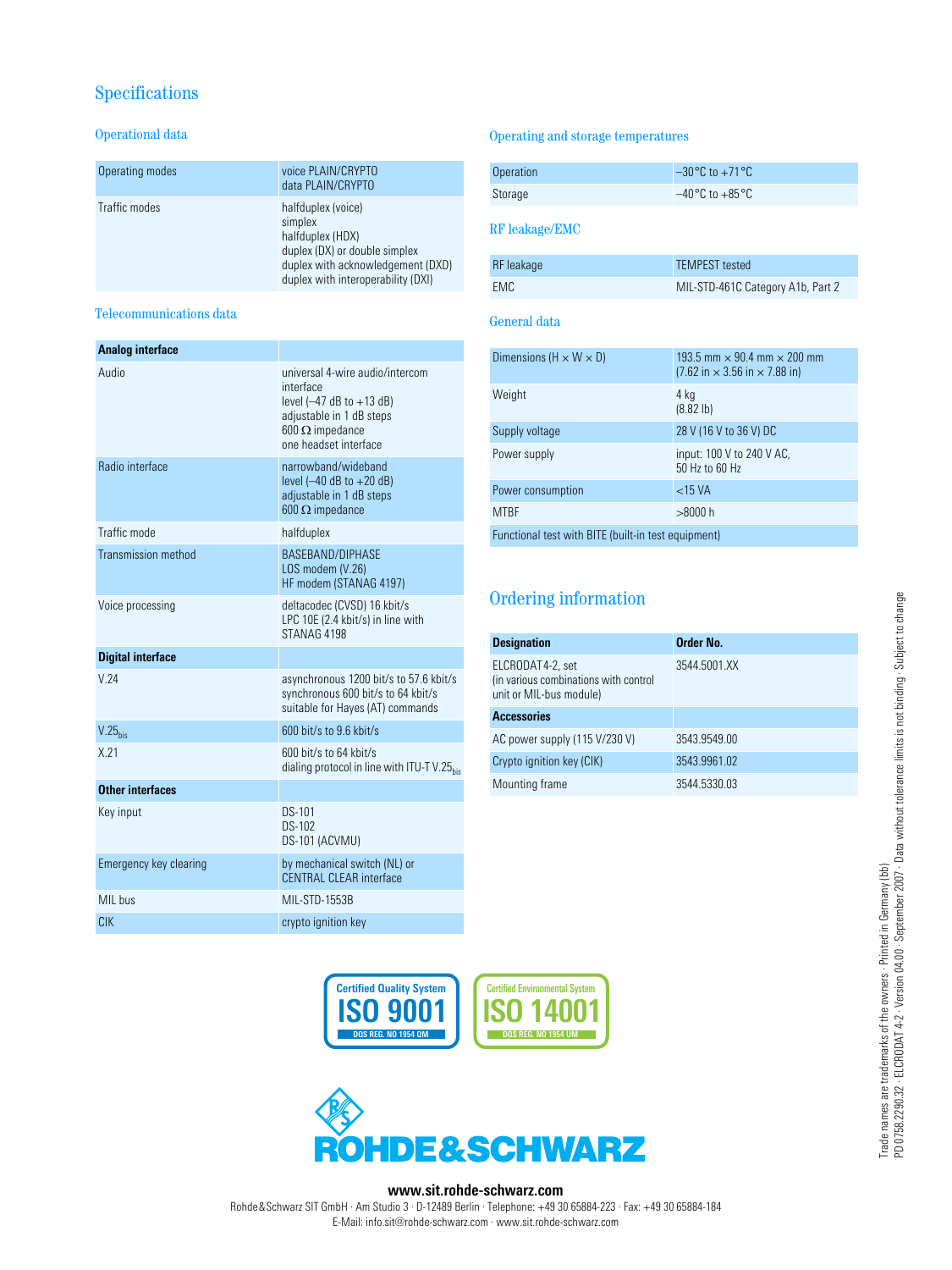# Specifications

## Operational data

| | |
|---|---|
| Operating modes | voice PLAIN/CRYPTO<br>data PLAIN/CRYPTO |
| Traffic modes | halfduplex (voice)<br>simplex<br>halfduplex (HDX)<br>duplex (DX) or double simplex<br>duplex with acknowledgement (DXD)<br>duplex with interoperability (DXI) |

## Telecommunications data

| | |
|---|---|
| **Analog interface** | |
| Audio | universal 4-wire audio/intercom interface<br>level (–47 dB to +13 dB)<br>adjustable in 1 dB steps<br>600 Ω impedance<br>one headset interface |
| Radio interface | narrowband/wideband<br>level (–40 dB to +20 dB)<br>adjustable in 1 dB steps<br>600 Ω impedance |
| Traffic mode | halfduplex |
| Transmission method | BASEBAND/DIPHASE<br>LOS modem (V.26)<br>HF modem (STANAG 4197) |
| Voice processing | deltacodec (CVSD) 16 kbit/s<br>LPC 10E (2.4 kbit/s) in line with STANAG 4198 |
| **Digital interface** | |
| V.24 | asynchronous 1200 bit/s to 57.6 kbit/s<br>synchronous 600 bit/s to 64 kbit/s<br>suitable for Hayes (AT) commands |
| $V.25_{bis}$ | 600 bit/s to 9.6 kbit/s |
| X.21 | 600 bit/s to 64 kbit/s<br>dialing protocol in line with ITU-T $V.25_{bis}$ |
| **Other interfaces** | |
| Key input | DS-101<br>DS-102<br>DS-101 (ACVMU) |
| Emergency key clearing | by mechanical switch (NL) or CENTRAL CLEAR interface |
| MIL bus | MIL-STD-1553B |
| CIK | crypto ignition key |

## Operating and storage temperatures

| | |
|---|---|
| Operation | –30 °C to +71 °C |
| Storage | –40 °C to +85 °C |

## RF leakage/EMC

| | |
|---|---|
| RF leakage | TEMPEST tested |
| EMC | MIL-STD-461C Category A1b, Part 2 |

## General data

| | |
|---|---|
| Dimensions (H × W × D) | 193.5 mm × 90.4 mm × 200 mm<br>(7.62 in × 3.56 in × 7.88 in) |
| Weight | 4 kg<br>(8.82 lb) |
| Supply voltage | 28 V (16 V to 36 V) DC |
| Power supply | input: 100 V to 240 V AC,<br>50 Hz to 60 Hz |
| Power consumption | <15 VA |
| MTBF | >8000 h |
| Functional test with BITE (built-in test equipment) | |

# Ordering information

| Designation | Order No. |
|---|---|
| ELCRODAT4-2, set<br>(in various combinations with control unit or MIL-bus module) | 3544.5001.XX |
| **Accessories** | |
| AC power supply (115 V/230 V) | 3543.9549.00 |
| Crypto ignition key (CIK) | 3543.9961.02 |
| Mounting frame | 3544.5330.03 |

Certified Quality System ISO 9001 DQS REG. NO 1954 QM

Certified Environmental System ISO 14001 DQS REG. NO 1954 UM

ROHDE&SCHWARZ

**www.sit.rohde-schwarz.com**

Rohde&Schwarz SIT GmbH · Am Studio 3 · D-12489 Berlin · Telephone: +49 30 65884-223 · Fax: +49 30 65884-184
E-Mail: info.sit@rohde-schwarz.com · www.sit.rohde-schwarz.com

Trade names are trademarks of the owners · Printed in Germany (bb)
PD 0758.2290.32 · ELCRODAT 4-2 · Version 04.00 · September 2007 · Data without tolerance limits is not binding · Subject to change